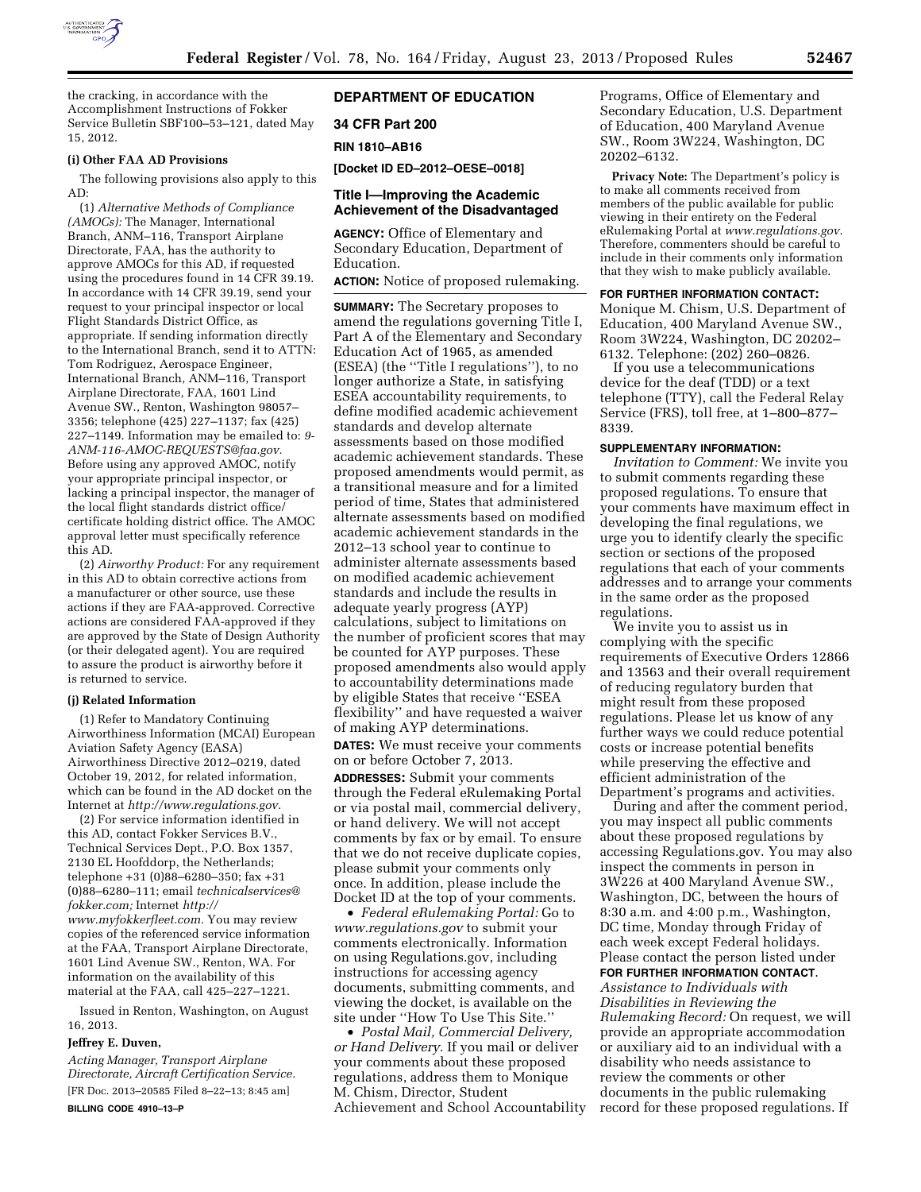the cracking, in accordance with the Accomplishment Instructions of Fokker Service Bulletin SBF100–53–121, dated May 15, 2012.

**(i) Other FAA AD Provisions**

The following provisions also apply to this AD:

(1) *Alternative Methods of Compliance (AMOCs):* The Manager, International Branch, ANM–116, Transport Airplane Directorate, FAA, has the authority to approve AMOCs for this AD, if requested using the procedures found in 14 CFR 39.19. In accordance with 14 CFR 39.19, send your request to your principal inspector or local Flight Standards District Office, as appropriate. If sending information directly to the International Branch, send it to ATTN: Tom Rodriguez, Aerospace Engineer, International Branch, ANM–116, Transport Airplane Directorate, FAA, 1601 Lind Avenue SW., Renton, Washington 98057–3356; telephone (425) 227–1137; fax (425) 227–1149. Information may be emailed to: *9-ANM-116-AMOC-REQUESTS@faa.gov.* Before using any approved AMOC, notify your appropriate principal inspector, or lacking a principal inspector, the manager of the local flight standards district office/certificate holding district office. The AMOC approval letter must specifically reference this AD.

(2) *Airworthy Product:* For any requirement in this AD to obtain corrective actions from a manufacturer or other source, use these actions if they are FAA-approved. Corrective actions are considered FAA-approved if they are approved by the State of Design Authority (or their delegated agent). You are required to assure the product is airworthy before it is returned to service.

**(j) Related Information**

(1) Refer to Mandatory Continuing Airworthiness Information (MCAI) European Aviation Safety Agency (EASA) Airworthiness Directive 2012–0219, dated October 19, 2012, for related information, which can be found in the AD docket on the Internet at *http://www.regulations.gov.*

(2) For service information identified in this AD, contact Fokker Services B.V., Technical Services Dept., P.O. Box 1357, 2130 EL Hoofddorp, the Netherlands; telephone +31 (0)88–6280–350; fax +31 (0)88–6280–111; email *technicalservices@fokker.com;* Internet *http://www.myfokkerfleet.com.* You may review copies of the referenced service information at the FAA, Transport Airplane Directorate, 1601 Lind Avenue SW., Renton, WA. For information on the availability of this material at the FAA, call 425–227–1221.

Issued in Renton, Washington, on August 16, 2013.

**Jeffrey E. Duven,**

*Acting Manager, Transport Airplane Directorate, Aircraft Certification Service.*

[FR Doc. 2013–20585 Filed 8–22–13; 8:45 am]

**BILLING CODE 4910–13–P**

## DEPARTMENT OF EDUCATION

**34 CFR Part 200**

**RIN 1810–AB16**

**[Docket ID ED–2012–OESE–0018]**

## Title I—Improving the Academic Achievement of the Disadvantaged

**AGENCY:** Office of Elementary and Secondary Education, Department of Education.

**ACTION:** Notice of proposed rulemaking.

**SUMMARY:** The Secretary proposes to amend the regulations governing Title I, Part A of the Elementary and Secondary Education Act of 1965, as amended (ESEA) (the ''Title I regulations''), to no longer authorize a State, in satisfying ESEA accountability requirements, to define modified academic achievement standards and develop alternate assessments based on those modified academic achievement standards. These proposed amendments would permit, as a transitional measure and for a limited period of time, States that administered alternate assessments based on modified academic achievement standards in the 2012–13 school year to continue to administer alternate assessments based on modified academic achievement standards and include the results in adequate yearly progress (AYP) calculations, subject to limitations on the number of proficient scores that may be counted for AYP purposes. These proposed amendments also would apply to accountability determinations made by eligible States that receive ''ESEA flexibility'' and have requested a waiver of making AYP determinations.

**DATES:** We must receive your comments on or before October 7, 2013.

**ADDRESSES:** Submit your comments through the Federal eRulemaking Portal or via postal mail, commercial delivery, or hand delivery. We will not accept comments by fax or by email. To ensure that we do not receive duplicate copies, please submit your comments only once. In addition, please include the Docket ID at the top of your comments.

- *Federal eRulemaking Portal:* Go to *www.regulations.gov* to submit your comments electronically. Information on using Regulations.gov, including instructions for accessing agency documents, submitting comments, and viewing the docket, is available on the site under ''How To Use This Site.''
- *Postal Mail, Commercial Delivery, or Hand Delivery.* If you mail or deliver your comments about these proposed regulations, address them to Monique M. Chism, Director, Student Achievement and School Accountability Programs, Office of Elementary and Secondary Education, U.S. Department of Education, 400 Maryland Avenue SW., Room 3W224, Washington, DC 20202–6132.

**Privacy Note:** The Department's policy is to make all comments received from members of the public available for public viewing in their entirety on the Federal eRulemaking Portal at *www.regulations.gov.* Therefore, commenters should be careful to include in their comments only information that they wish to make publicly available.

**FOR FURTHER INFORMATION CONTACT:** Monique M. Chism, U.S. Department of Education, 400 Maryland Avenue SW., Room 3W224, Washington, DC 20202–6132. Telephone: (202) 260–0826.

If you use a telecommunications device for the deaf (TDD) or a text telephone (TTY), call the Federal Relay Service (FRS), toll free, at 1–800–877–8339.

**SUPPLEMENTARY INFORMATION:**

*Invitation to Comment:* We invite you to submit comments regarding these proposed regulations. To ensure that your comments have maximum effect in developing the final regulations, we urge you to identify clearly the specific section or sections of the proposed regulations that each of your comments addresses and to arrange your comments in the same order as the proposed regulations.

We invite you to assist us in complying with the specific requirements of Executive Orders 12866 and 13563 and their overall requirement of reducing regulatory burden that might result from these proposed regulations. Please let us know of any further ways we could reduce potential costs or increase potential benefits while preserving the effective and efficient administration of the Department's programs and activities.

During and after the comment period, you may inspect all public comments about these proposed regulations by accessing Regulations.gov. You may also inspect the comments in person in 3W226 at 400 Maryland Avenue SW., Washington, DC, between the hours of 8:30 a.m. and 4:00 p.m., Washington, DC time, Monday through Friday of each week except Federal holidays. Please contact the person listed under **FOR FURTHER INFORMATION CONTACT**.

*Assistance to Individuals with Disabilities in Reviewing the Rulemaking Record:* On request, we will provide an appropriate accommodation or auxiliary aid to an individual with a disability who needs assistance to review the comments or other documents in the public rulemaking record for these proposed regulations. If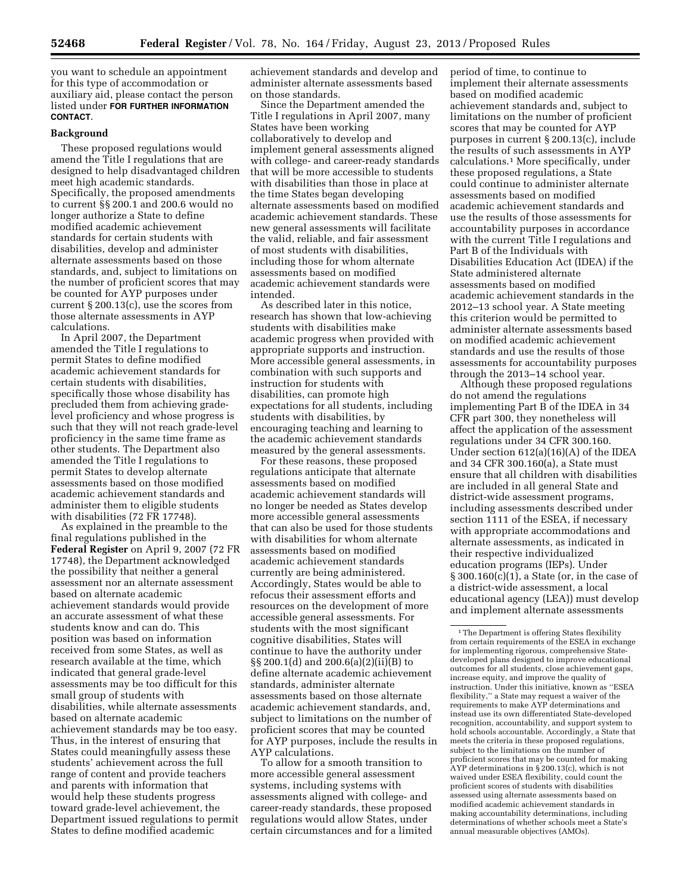you want to schedule an appointment for this type of accommodation or auxiliary aid, please contact the person listed under **FOR FURTHER INFORMATION CONTACT**.

**Background**

These proposed regulations would amend the Title I regulations that are designed to help disadvantaged children meet high academic standards. Specifically, the proposed amendments to current §§ 200.1 and 200.6 would no longer authorize a State to define modified academic achievement standards for certain students with disabilities, develop and administer alternate assessments based on those standards, and, subject to limitations on the number of proficient scores that may be counted for AYP purposes under current § 200.13(c), use the scores from those alternate assessments in AYP calculations.

In April 2007, the Department amended the Title I regulations to permit States to define modified academic achievement standards for certain students with disabilities, specifically those whose disability has precluded them from achieving grade-level proficiency and whose progress is such that they will not reach grade-level proficiency in the same time frame as other students. The Department also amended the Title I regulations to permit States to develop alternate assessments based on those modified academic achievement standards and administer them to eligible students with disabilities (72 FR 17748).

As explained in the preamble to the final regulations published in the **Federal Register** on April 9, 2007 (72 FR 17748), the Department acknowledged the possibility that neither a general assessment nor an alternate assessment based on alternate academic achievement standards would provide an accurate assessment of what these students know and can do. This position was based on information received from some States, as well as research available at the time, which indicated that general grade-level assessments may be too difficult for this small group of students with disabilities, while alternate assessments based on alternate academic achievement standards may be too easy. Thus, in the interest of ensuring that States could meaningfully assess these students' achievement across the full range of content and provide teachers and parents with information that would help these students progress toward grade-level achievement, the Department issued regulations to permit States to define modified academic achievement standards and develop and administer alternate assessments based on those standards.

Since the Department amended the Title I regulations in April 2007, many States have been working collaboratively to develop and implement general assessments aligned with college- and career-ready standards that will be more accessible to students with disabilities than those in place at the time States began developing alternate assessments based on modified academic achievement standards. These new general assessments will facilitate the valid, reliable, and fair assessment of most students with disabilities, including those for whom alternate assessments based on modified academic achievement standards were intended.

As described later in this notice, research has shown that low-achieving students with disabilities make academic progress when provided with appropriate supports and instruction. More accessible general assessments, in combination with such supports and instruction for students with disabilities, can promote high expectations for all students, including students with disabilities, by encouraging teaching and learning to the academic achievement standards measured by the general assessments.

For these reasons, these proposed regulations anticipate that alternate assessments based on modified academic achievement standards will no longer be needed as States develop more accessible general assessments that can also be used for those students with disabilities for whom alternate assessments based on modified academic achievement standards currently are being administered. Accordingly, States would be able to refocus their assessment efforts and resources on the development of more accessible general assessments. For students with the most significant cognitive disabilities, States will continue to have the authority under §§ 200.1(d) and 200.6(a)(2)(ii)(B) to define alternate academic achievement standards, administer alternate assessments based on those alternate academic achievement standards, and, subject to limitations on the number of proficient scores that may be counted for AYP purposes, include the results in AYP calculations.

To allow for a smooth transition to more accessible general assessment systems, including systems with assessments aligned with college- and career-ready standards, these proposed regulations would allow States, under certain circumstances and for a limited period of time, to continue to implement their alternate assessments based on modified academic achievement standards and, subject to limitations on the number of proficient scores that may be counted for AYP purposes in current § 200.13(c), include the results of such assessments in AYP calculations.[1] More specifically, under these proposed regulations, a State could continue to administer alternate assessments based on modified academic achievement standards and use the results of those assessments for accountability purposes in accordance with the current Title I regulations and Part B of the Individuals with Disabilities Education Act (IDEA) if the State administered alternate assessments based on modified academic achievement standards in the 2012–13 school year. A State meeting this criterion would be permitted to administer alternate assessments based on modified academic achievement standards and use the results of those assessments for accountability purposes through the 2013–14 school year.

Although these proposed regulations do not amend the regulations implementing Part B of the IDEA in 34 CFR part 300, they nonetheless will affect the application of the assessment regulations under 34 CFR 300.160. Under section 612(a)(16)(A) of the IDEA and 34 CFR 300.160(a), a State must ensure that all children with disabilities are included in all general State and district-wide assessment programs, including assessments described under section 1111 of the ESEA, if necessary with appropriate accommodations and alternate assessments, as indicated in their respective individualized education programs (IEPs). Under § 300.160(c)(1), a State (or, in the case of a district-wide assessment, a local educational agency (LEA)) must develop and implement alternate assessments

[1] The Department is offering States flexibility from certain requirements of the ESEA in exchange for implementing rigorous, comprehensive State-developed plans designed to improve educational outcomes for all students, close achievement gaps, increase equity, and improve the quality of instruction. Under this initiative, known as "ESEA flexibility," a State may request a waiver of the requirements to make AYP determinations and instead use its own differentiated State-developed recognition, accountability, and support system to hold schools accountable. Accordingly, a State that meets the criteria in these proposed regulations, subject to the limitations on the number of proficient scores that may be counted for making AYP determinations in § 200.13(c), which is not waived under ESEA flexibility, could count the proficient scores of students with disabilities assessed using alternate assessments based on modified academic achievement standards in making accountability determinations, including determinations of whether schools meet a State's annual measurable objectives (AMOs).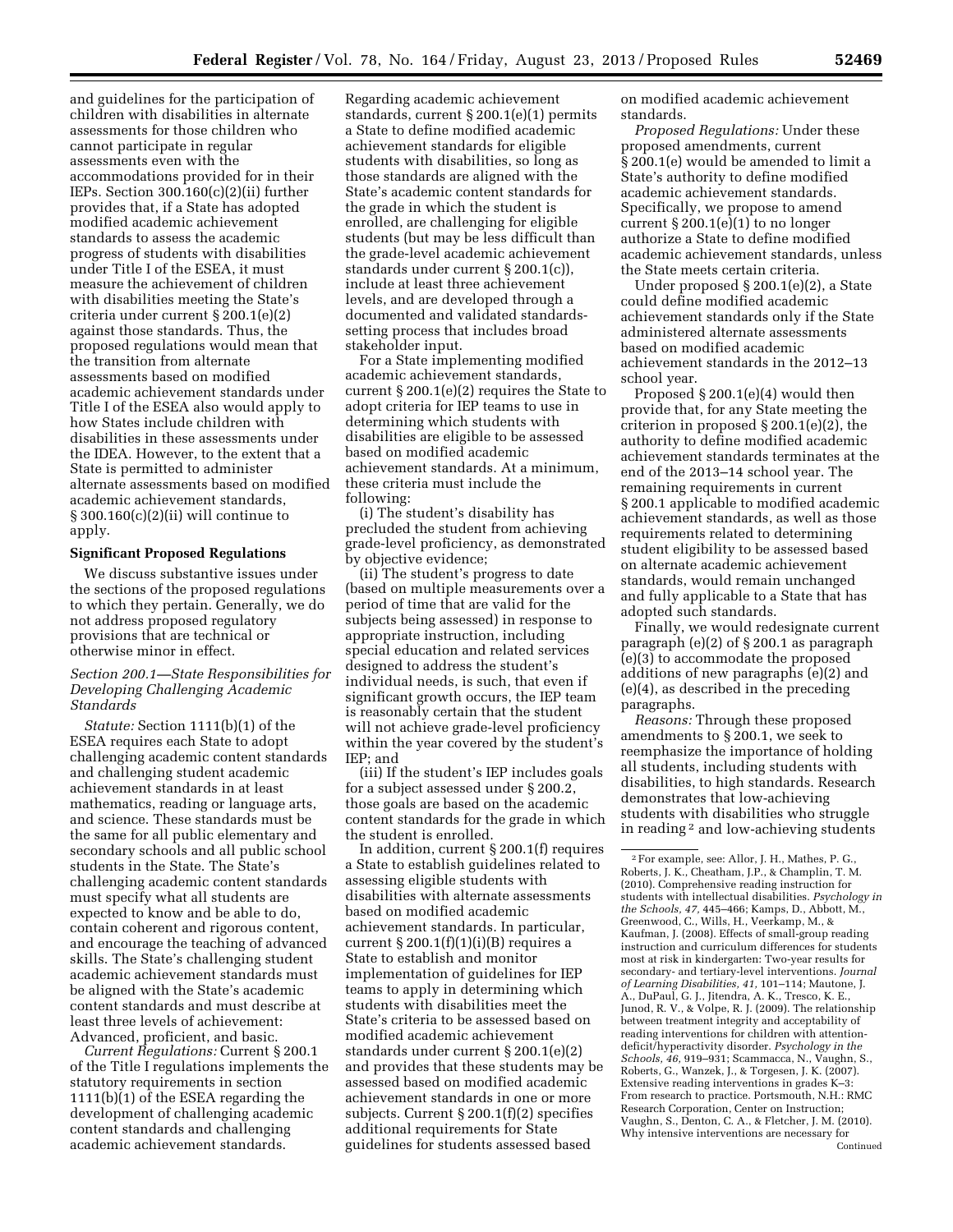and guidelines for the participation of children with disabilities in alternate assessments for those children who cannot participate in regular assessments even with the accommodations provided for in their IEPs. Section 300.160(c)(2)(ii) further provides that, if a State has adopted modified academic achievement standards to assess the academic progress of students with disabilities under Title I of the ESEA, it must measure the achievement of children with disabilities meeting the State's criteria under current § 200.1(e)(2) against those standards. Thus, the proposed regulations would mean that the transition from alternate assessments based on modified academic achievement standards under Title I of the ESEA also would apply to how States include children with disabilities in these assessments under the IDEA. However, to the extent that a State is permitted to administer alternate assessments based on modified academic achievement standards, § 300.160(c)(2)(ii) will continue to apply.

**Significant Proposed Regulations**

We discuss substantive issues under the sections of the proposed regulations to which they pertain. Generally, we do not address proposed regulatory provisions that are technical or otherwise minor in effect.

*Section 200.1—State Responsibilities for Developing Challenging Academic Standards*

*Statute:* Section 1111(b)(1) of the ESEA requires each State to adopt challenging academic content standards and challenging student academic achievement standards in at least mathematics, reading or language arts, and science. These standards must be the same for all public elementary and secondary schools and all public school students in the State. The State's challenging academic content standards must specify what all students are expected to know and be able to do, contain coherent and rigorous content, and encourage the teaching of advanced skills. The State's challenging student academic achievement standards must be aligned with the State's academic content standards and must describe at least three levels of achievement: Advanced, proficient, and basic.

*Current Regulations:* Current § 200.1 of the Title I regulations implements the statutory requirements in section 1111(b)(1) of the ESEA regarding the development of challenging academic content standards and challenging academic achievement standards. Regarding academic achievement standards, current § 200.1(e)(1) permits a State to define modified academic achievement standards for eligible students with disabilities, so long as those standards are aligned with the State's academic content standards for the grade in which the student is enrolled, are challenging for eligible students (but may be less difficult than the grade-level academic achievement standards under current § 200.1(c)), include at least three achievement levels, and are developed through a documented and validated standards-setting process that includes broad stakeholder input.

For a State implementing modified academic achievement standards, current § 200.1(e)(2) requires the State to adopt criteria for IEP teams to use in determining which students with disabilities are eligible to be assessed based on modified academic achievement standards. At a minimum, these criteria must include the following:

(i) The student's disability has precluded the student from achieving grade-level proficiency, as demonstrated by objective evidence;

(ii) The student's progress to date (based on multiple measurements over a period of time that are valid for the subjects being assessed) in response to appropriate instruction, including special education and related services designed to address the student's individual needs, is such, that even if significant growth occurs, the IEP team is reasonably certain that the student will not achieve grade-level proficiency within the year covered by the student's IEP; and

(iii) If the student's IEP includes goals for a subject assessed under § 200.2, those goals are based on the academic content standards for the grade in which the student is enrolled.

In addition, current § 200.1(f) requires a State to establish guidelines related to assessing eligible students with disabilities with alternate assessments based on modified academic achievement standards. In particular, current § 200.1(f)(1)(i)(B) requires a State to establish and monitor implementation of guidelines for IEP teams to apply in determining which students with disabilities meet the State's criteria to be assessed based on modified academic achievement standards under current § 200.1(e)(2) and provides that these students may be assessed based on modified academic achievement standards in one or more subjects. Current § 200.1(f)(2) specifies additional requirements for State guidelines for students assessed based on modified academic achievement standards.

*Proposed Regulations:* Under these proposed amendments, current § 200.1(e) would be amended to limit a State's authority to define modified academic achievement standards. Specifically, we propose to amend current § 200.1(e)(1) to no longer authorize a State to define modified academic achievement standards, unless the State meets certain criteria.

Under proposed § 200.1(e)(2), a State could define modified academic achievement standards only if the State administered alternate assessments based on modified academic achievement standards in the 2012–13 school year.

Proposed § 200.1(e)(4) would then provide that, for any State meeting the criterion in proposed § 200.1(e)(2), the authority to define modified academic achievement standards terminates at the end of the 2013–14 school year. The remaining requirements in current § 200.1 applicable to modified academic achievement standards, as well as those requirements related to determining student eligibility to be assessed based on alternate academic achievement standards, would remain unchanged and fully applicable to a State that has adopted such standards.

Finally, we would redesignate current paragraph (e)(2) of § 200.1 as paragraph (e)(3) to accommodate the proposed additions of new paragraphs (e)(2) and (e)(4), as described in the preceding paragraphs.

*Reasons:* Through these proposed amendments to § 200.1, we seek to reemphasize the importance of holding all students, including students with disabilities, to high standards. Research demonstrates that low-achieving students with disabilities who struggle in reading [2] and low-achieving students

[2] For example, see: Allor, J. H., Mathes, P. G., Roberts, J. K., Cheatham, J.P., & Champlin, T. M. (2010). Comprehensive reading instruction for students with intellectual disabilities. *Psychology in the Schools, 47,* 445–466; Kamps, D., Abbott, M., Greenwood, C., Wills, H., Veerkamp, M., & Kaufman, J. (2008). Effects of small-group reading instruction and curriculum differences for students most at risk in kindergarten: Two-year results for secondary- and tertiary-level interventions. *Journal of Learning Disabilities, 41,* 101–114; Mautone, J. A., DuPaul, G. J., Jitendra, A. K., Tresco, K. E., Junod, R. V., & Volpe, R. J. (2009). The relationship between treatment integrity and acceptability of reading interventions for children with attention-deficit/hyperactivity disorder. *Psychology in the Schools, 46,* 919–931; Scammacca, N., Vaughn, S., Roberts, G., Wanzek, J., & Torgesen, J. K. (2007). Extensive reading interventions in grades K–3: From research to practice. Portsmouth, N.H.: RMC Research Corporation, Center on Instruction; Vaughn, S., Denton, C. A., & Fletcher, J. M. (2010). Why intensive interventions are necessary for

Continued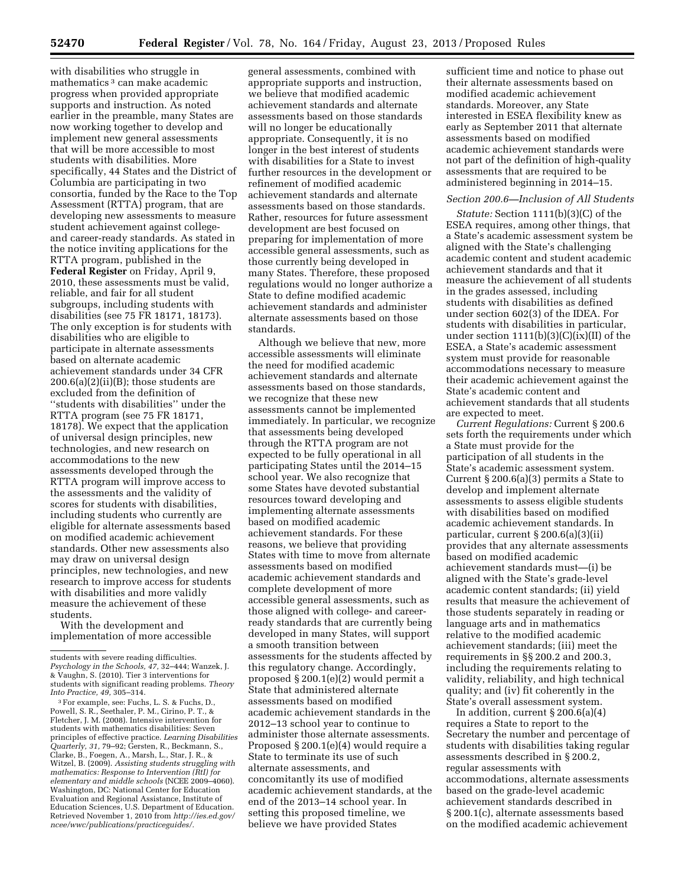with disabilities who struggle in mathematics [3] can make academic progress when provided appropriate supports and instruction. As noted earlier in the preamble, many States are now working together to develop and implement new general assessments that will be more accessible to most students with disabilities. More specifically, 44 States and the District of Columbia are participating in two consortia, funded by the Race to the Top Assessment (RTTA) program, that are developing new assessments to measure student achievement against college- and career-ready standards. As stated in the notice inviting applications for the RTTA program, published in the **Federal Register** on Friday, April 9, 2010, these assessments must be valid, reliable, and fair for all student subgroups, including students with disabilities (see 75 FR 18171, 18173). The only exception is for students with disabilities who are eligible to participate in alternate assessments based on alternate academic achievement standards under 34 CFR 200.6(a)(2)(ii)(B); those students are excluded from the definition of ''students with disabilities'' under the RTTA program (see 75 FR 18171, 18178). We expect that the application of universal design principles, new technologies, and new research on accommodations to the new assessments developed through the RTTA program will improve access to the assessments and the validity of scores for students with disabilities, including students who currently are eligible for alternate assessments based on modified academic achievement standards. Other new assessments also may draw on universal design principles, new technologies, and new research to improve access for students with disabilities and more validly measure the achievement of these students.

With the development and implementation of more accessible general assessments, combined with appropriate supports and instruction, we believe that modified academic achievement standards and alternate assessments based on those standards will no longer be educationally appropriate. Consequently, it is no longer in the best interest of students with disabilities for a State to invest further resources in the development or refinement of modified academic achievement standards and alternate assessments based on those standards. Rather, resources for future assessment development are best focused on preparing for implementation of more accessible general assessments, such as those currently being developed in many States. Therefore, these proposed regulations would no longer authorize a State to define modified academic achievement standards and administer alternate assessments based on those standards.

Although we believe that new, more accessible assessments will eliminate the need for modified academic achievement standards and alternate assessments based on those standards, we recognize that these new assessments cannot be implemented immediately. In particular, we recognize that assessments being developed through the RTTA program are not expected to be fully operational in all participating States until the 2014–15 school year. We also recognize that some States have devoted substantial resources toward developing and implementing alternate assessments based on modified academic achievement standards. For these reasons, we believe that providing States with time to move from alternate assessments based on modified academic achievement standards and complete development of more accessible general assessments, such as those aligned with college- and career-ready standards that are currently being developed in many States, will support a smooth transition between assessments for the students affected by this regulatory change. Accordingly, proposed § 200.1(e)(2) would permit a State that administered alternate assessments based on modified academic achievement standards in the 2012–13 school year to continue to administer those alternate assessments. Proposed § 200.1(e)(4) would require a State to terminate its use of such alternate assessments, and concomitantly its use of modified academic achievement standards, at the end of the 2013–14 school year. In setting this proposed timeline, we believe we have provided States sufficient time and notice to phase out their alternate assessments based on modified academic achievement standards. Moreover, any State interested in ESEA flexibility knew as early as September 2011 that alternate assessments based on modified academic achievement standards were not part of the definition of high-quality assessments that are required to be administered beginning in 2014–15.

*Section 200.6—Inclusion of All Students*

*Statute:* Section 1111(b)(3)(C) of the ESEA requires, among other things, that a State's academic assessment system be aligned with the State's challenging academic content and student academic achievement standards and that it measure the achievement of all students in the grades assessed, including students with disabilities as defined under section 602(3) of the IDEA. For students with disabilities in particular, under section 1111(b)(3)(C)(ix)(II) of the ESEA, a State's academic assessment system must provide for reasonable accommodations necessary to measure their academic achievement against the State's academic content and achievement standards that all students are expected to meet.

*Current Regulations:* Current § 200.6 sets forth the requirements under which a State must provide for the participation of all students in the State's academic assessment system. Current § 200.6(a)(3) permits a State to develop and implement alternate assessments to assess eligible students with disabilities based on modified academic achievement standards. In particular, current § 200.6(a)(3)(ii) provides that any alternate assessments based on modified academic achievement standards must—(i) be aligned with the State's grade-level academic content standards; (ii) yield results that measure the achievement of those students separately in reading or language arts and in mathematics relative to the modified academic achievement standards; (iii) meet the requirements in §§ 200.2 and 200.3, including the requirements relating to validity, reliability, and high technical quality; and (iv) fit coherently in the State's overall assessment system.

In addition, current § 200.6(a)(4) requires a State to report to the Secretary the number and percentage of students with disabilities taking regular assessments described in § 200.2, regular assessments with accommodations, alternate assessments based on the grade-level academic achievement standards described in § 200.1(c), alternate assessments based on the modified academic achievement

---

students with severe reading difficulties. *Psychology in the Schools, 47,* 32–444; Wanzek, J. & Vaughn, S. (2010). Tier 3 interventions for students with significant reading problems. *Theory Into Practice, 49,* 305–314.

[3] For example, see: Fuchs, L. S. & Fuchs, D., Powell, S. R., Seethaler, P. M., Cirino, P. T., & Fletcher, J. M. (2008). Intensive intervention for students with mathematics disabilities: Seven principles of effective practice. *Learning Disabilities Quarterly, 31,* 79–92; Gersten, R., Beckmann, S., Clarke, B., Foegen, A., Marsh, L., Star, J. R., & Witzel, B. (2009). *Assisting students struggling with mathematics: Response to Intervention (RtI) for elementary and middle schools* (NCEE 2009–4060). Washington, DC: National Center for Education Evaluation and Regional Assistance, Institute of Education Sciences, U.S. Department of Education. Retrieved November 1, 2010 from *http://ies.ed.gov/ncee/wwc/publications/practiceguides/.*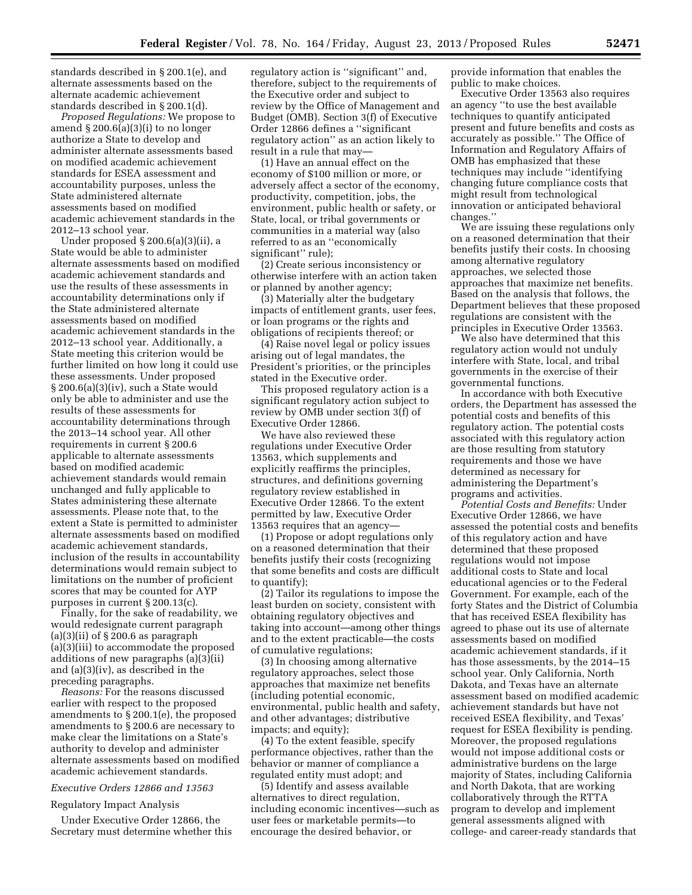standards described in § 200.1(e), and alternate assessments based on the alternate academic achievement standards described in § 200.1(d).

*Proposed Regulations:* We propose to amend § 200.6(a)(3)(i) to no longer authorize a State to develop and administer alternate assessments based on modified academic achievement standards for ESEA assessment and accountability purposes, unless the State administered alternate assessments based on modified academic achievement standards in the 2012–13 school year.

Under proposed § 200.6(a)(3)(ii), a State would be able to administer alternate assessments based on modified academic achievement standards and use the results of these assessments in accountability determinations only if the State administered alternate assessments based on modified academic achievement standards in the 2012–13 school year. Additionally, a State meeting this criterion would be further limited on how long it could use these assessments. Under proposed § 200.6(a)(3)(iv), such a State would only be able to administer and use the results of these assessments for accountability determinations through the 2013–14 school year. All other requirements in current § 200.6 applicable to alternate assessments based on modified academic achievement standards would remain unchanged and fully applicable to States administering these alternate assessments. Please note that, to the extent a State is permitted to administer alternate assessments based on modified academic achievement standards, inclusion of the results in accountability determinations would remain subject to limitations on the number of proficient scores that may be counted for AYP purposes in current § 200.13(c).

Finally, for the sake of readability, we would redesignate current paragraph (a)(3)(ii) of § 200.6 as paragraph (a)(3)(iii) to accommodate the proposed additions of new paragraphs (a)(3)(ii) and (a)(3)(iv), as described in the preceding paragraphs.

*Reasons:* For the reasons discussed earlier with respect to the proposed amendments to § 200.1(e), the proposed amendments to § 200.6 are necessary to make clear the limitations on a State's authority to develop and administer alternate assessments based on modified academic achievement standards.

### *Executive Orders 12866 and 13563*

Regulatory Impact Analysis

Under Executive Order 12866, the Secretary must determine whether this regulatory action is ''significant'' and, therefore, subject to the requirements of the Executive order and subject to review by the Office of Management and Budget (OMB). Section 3(f) of Executive Order 12866 defines a ''significant regulatory action'' as an action likely to result in a rule that may—

(1) Have an annual effect on the economy of $100 million or more, or adversely affect a sector of the economy, productivity, competition, jobs, the environment, public health or safety, or State, local, or tribal governments or communities in a material way (also referred to as an ''economically significant'' rule);

(2) Create serious inconsistency or otherwise interfere with an action taken or planned by another agency;

(3) Materially alter the budgetary impacts of entitlement grants, user fees, or loan programs or the rights and obligations of recipients thereof; or

(4) Raise novel legal or policy issues arising out of legal mandates, the President's priorities, or the principles stated in the Executive order.

This proposed regulatory action is a significant regulatory action subject to review by OMB under section 3(f) of Executive Order 12866.

We have also reviewed these regulations under Executive Order 13563, which supplements and explicitly reaffirms the principles, structures, and definitions governing regulatory review established in Executive Order 12866. To the extent permitted by law, Executive Order 13563 requires that an agency—

(1) Propose or adopt regulations only on a reasoned determination that their benefits justify their costs (recognizing that some benefits and costs are difficult to quantify);

(2) Tailor its regulations to impose the least burden on society, consistent with obtaining regulatory objectives and taking into account—among other things and to the extent practicable—the costs of cumulative regulations;

(3) In choosing among alternative regulatory approaches, select those approaches that maximize net benefits (including potential economic, environmental, public health and safety, and other advantages; distributive impacts; and equity);

(4) To the extent feasible, specify performance objectives, rather than the behavior or manner of compliance a regulated entity must adopt; and

(5) Identify and assess available alternatives to direct regulation, including economic incentives—such as user fees or marketable permits—to encourage the desired behavior, or provide information that enables the public to make choices.

Executive Order 13563 also requires an agency ''to use the best available techniques to quantify anticipated present and future benefits and costs as accurately as possible.'' The Office of Information and Regulatory Affairs of OMB has emphasized that these techniques may include ''identifying changing future compliance costs that might result from technological innovation or anticipated behavioral changes.''

We are issuing these regulations only on a reasoned determination that their benefits justify their costs. In choosing among alternative regulatory approaches, we selected those approaches that maximize net benefits. Based on the analysis that follows, the Department believes that these proposed regulations are consistent with the principles in Executive Order 13563.

We also have determined that this regulatory action would not unduly interfere with State, local, and tribal governments in the exercise of their governmental functions.

In accordance with both Executive orders, the Department has assessed the potential costs and benefits of this regulatory action. The potential costs associated with this regulatory action are those resulting from statutory requirements and those we have determined as necessary for administering the Department's programs and activities.

*Potential Costs and Benefits:* Under Executive Order 12866, we have assessed the potential costs and benefits of this regulatory action and have determined that these proposed regulations would not impose additional costs to State and local educational agencies or to the Federal Government. For example, each of the forty States and the District of Columbia that has received ESEA flexibility has agreed to phase out its use of alternate assessments based on modified academic achievement standards, if it has those assessments, by the 2014–15 school year. Only California, North Dakota, and Texas have an alternate assessment based on modified academic achievement standards but have not received ESEA flexibility, and Texas' request for ESEA flexibility is pending. Moreover, the proposed regulations would not impose additional costs or administrative burdens on the large majority of States, including California and North Dakota, that are working collaboratively through the RTTA program to develop and implement general assessments aligned with college- and career-ready standards that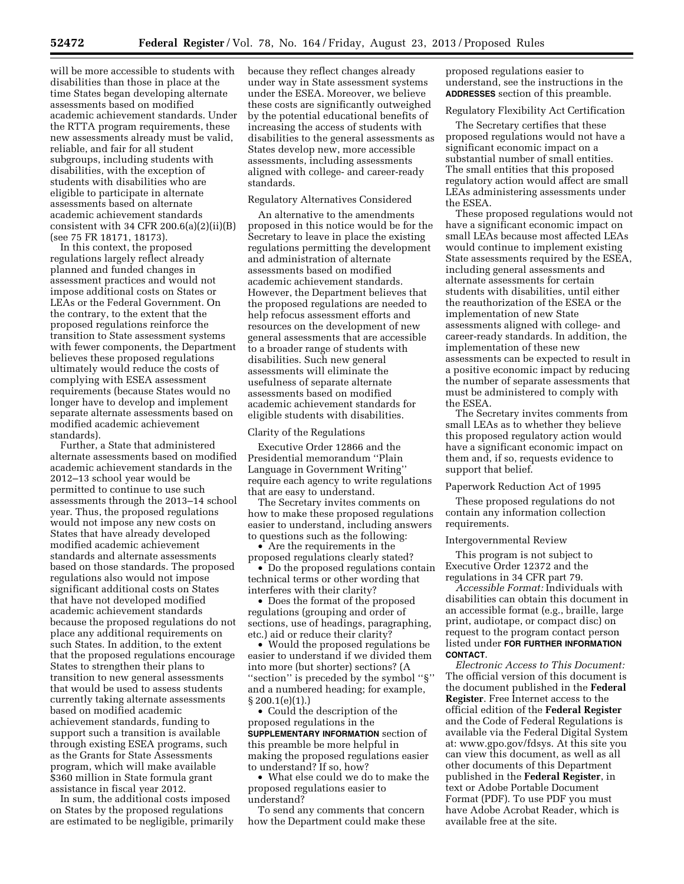will be more accessible to students with disabilities than those in place at the time States began developing alternate assessments based on modified academic achievement standards. Under the RTTA program requirements, these new assessments already must be valid, reliable, and fair for all student subgroups, including students with disabilities, with the exception of students with disabilities who are eligible to participate in alternate assessments based on alternate academic achievement standards consistent with 34 CFR 200.6(a)(2)(ii)(B) (see 75 FR 18171, 18173).

In this context, the proposed regulations largely reflect already planned and funded changes in assessment practices and would not impose additional costs on States or LEAs or the Federal Government. On the contrary, to the extent that the proposed regulations reinforce the transition to State assessment systems with fewer components, the Department believes these proposed regulations ultimately would reduce the costs of complying with ESEA assessment requirements (because States would no longer have to develop and implement separate alternate assessments based on modified academic achievement standards).

Further, a State that administered alternate assessments based on modified academic achievement standards in the 2012–13 school year would be permitted to continue to use such assessments through the 2013–14 school year. Thus, the proposed regulations would not impose any new costs on States that have already developed modified academic achievement standards and alternate assessments based on those standards. The proposed regulations also would not impose significant additional costs on States that have not developed modified academic achievement standards because the proposed regulations do not place any additional requirements on such States. In addition, to the extent that the proposed regulations encourage States to strengthen their plans to transition to new general assessments that would be used to assess students currently taking alternate assessments based on modified academic achievement standards, funding to support such a transition is available through existing ESEA programs, such as the Grants for State Assessments program, which will make available $360 million in State formula grant assistance in fiscal year 2012.

In sum, the additional costs imposed on States by the proposed regulations are estimated to be negligible, primarily because they reflect changes already under way in State assessment systems under the ESEA. Moreover, we believe these costs are significantly outweighed by the potential educational benefits of increasing the access of students with disabilities to the general assessments as States develop new, more accessible assessments, including assessments aligned with college- and career-ready standards.

Regulatory Alternatives Considered

An alternative to the amendments proposed in this notice would be for the Secretary to leave in place the existing regulations permitting the development and administration of alternate assessments based on modified academic achievement standards. However, the Department believes that the proposed regulations are needed to help refocus assessment efforts and resources on the development of new general assessments that are accessible to a broader range of students with disabilities. Such new general assessments will eliminate the usefulness of separate alternate assessments based on modified academic achievement standards for eligible students with disabilities.

Clarity of the Regulations

Executive Order 12866 and the Presidential memorandum "Plain Language in Government Writing" require each agency to write regulations that are easy to understand.

The Secretary invites comments on how to make these proposed regulations easier to understand, including answers to questions such as the following:

- Are the requirements in the proposed regulations clearly stated?
- Do the proposed regulations contain technical terms or other wording that interferes with their clarity?
- Does the format of the proposed regulations (grouping and order of sections, use of headings, paragraphing, etc.) aid or reduce their clarity?
- Would the proposed regulations be easier to understand if we divided them into more (but shorter) sections? (A "section" is preceded by the symbol "§" and a numbered heading; for example, § 200.1(e)(1).)
- Could the description of the proposed regulations in the **SUPPLEMENTARY INFORMATION** section of this preamble be more helpful in making the proposed regulations easier to understand? If so, how?
- What else could we do to make the proposed regulations easier to understand?

To send any comments that concern how the Department could make these proposed regulations easier to understand, see the instructions in the **ADDRESSES** section of this preamble.

Regulatory Flexibility Act Certification

The Secretary certifies that these proposed regulations would not have a significant economic impact on a substantial number of small entities. The small entities that this proposed regulatory action would affect are small LEAs administering assessments under the ESEA.

These proposed regulations would not have a significant economic impact on small LEAs because most affected LEAs would continue to implement existing State assessments required by the ESEA, including general assessments and alternate assessments for certain students with disabilities, until either the reauthorization of the ESEA or the implementation of new State assessments aligned with college- and career-ready standards. In addition, the implementation of these new assessments can be expected to result in a positive economic impact by reducing the number of separate assessments that must be administered to comply with the ESEA.

The Secretary invites comments from small LEAs as to whether they believe this proposed regulatory action would have a significant economic impact on them and, if so, requests evidence to support that belief.

Paperwork Reduction Act of 1995

These proposed regulations do not contain any information collection requirements.

Intergovernmental Review

This program is not subject to Executive Order 12372 and the regulations in 34 CFR part 79.

*Accessible Format:* Individuals with disabilities can obtain this document in an accessible format (e.g., braille, large print, audiotape, or compact disc) on request to the program contact person listed under **FOR FURTHER INFORMATION CONTACT**.

*Electronic Access to This Document:* The official version of this document is the document published in the **Federal Register**. Free Internet access to the official edition of the **Federal Register** and the Code of Federal Regulations is available via the Federal Digital System at: www.gpo.gov/fdsys. At this site you can view this document, as well as all other documents of this Department published in the **Federal Register**, in text or Adobe Portable Document Format (PDF). To use PDF you must have Adobe Acrobat Reader, which is available free at the site.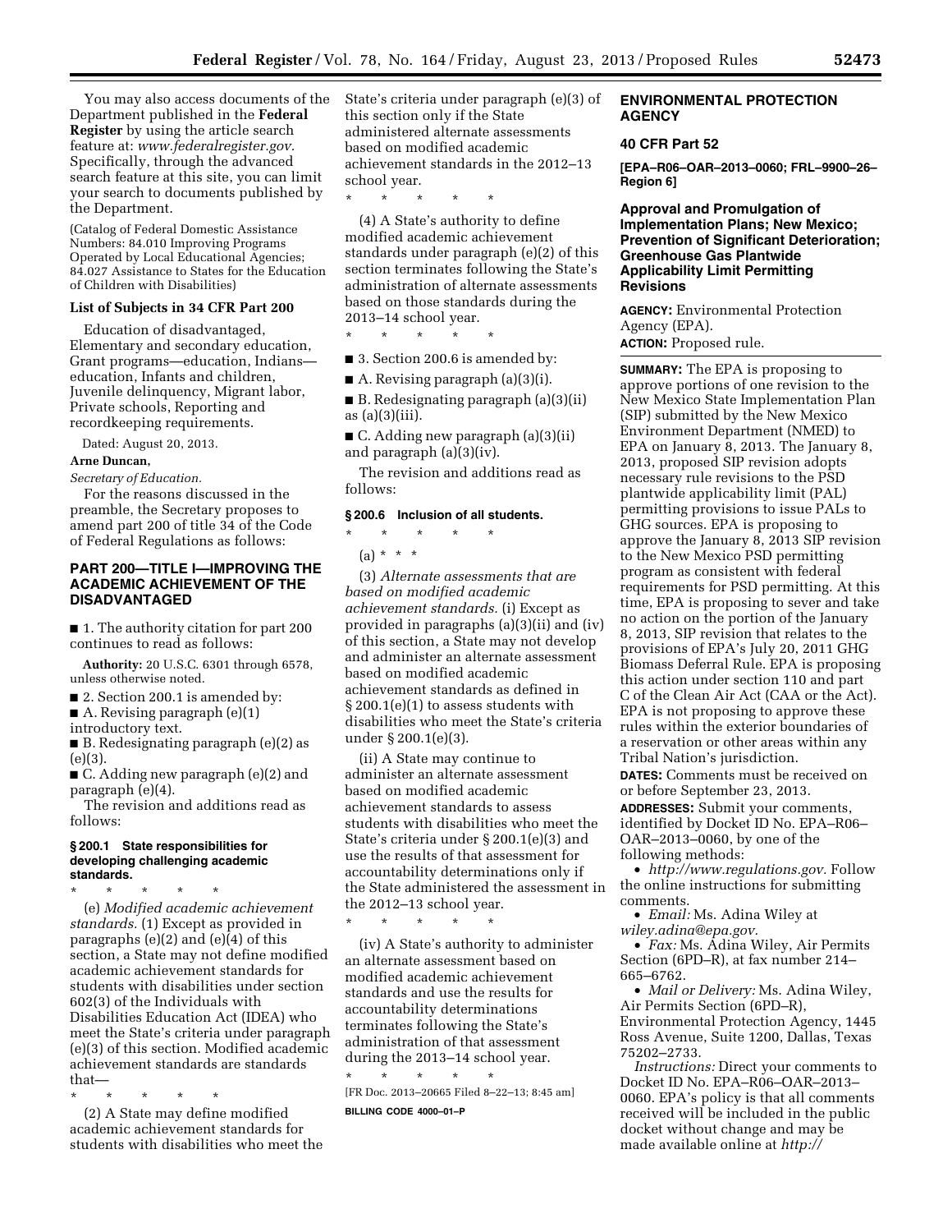You may also access documents of the Department published in the **Federal Register** by using the article search feature at: *www.federalregister.gov.* Specifically, through the advanced search feature at this site, you can limit your search to documents published by the Department.

(Catalog of Federal Domestic Assistance Numbers: 84.010 Improving Programs Operated by Local Educational Agencies; 84.027 Assistance to States for the Education of Children with Disabilities)

**List of Subjects in 34 CFR Part 200**

Education of disadvantaged, Elementary and secondary education, Grant programs—education, Indians—education, Infants and children, Juvenile delinquency, Migrant labor, Private schools, Reporting and recordkeeping requirements.

Dated: August 20, 2013.

**Arne Duncan,**

*Secretary of Education.*

For the reasons discussed in the preamble, the Secretary proposes to amend part 200 of title 34 of the Code of Federal Regulations as follows:

## PART 200—TITLE I—IMPROVING THE ACADEMIC ACHIEVEMENT OF THE DISADVANTAGED

■ 1. The authority citation for part 200 continues to read as follows:

**Authority:** 20 U.S.C. 6301 through 6578, unless otherwise noted.

■ 2. Section 200.1 is amended by:

■ A. Revising paragraph (e)(1) introductory text.

■ B. Redesignating paragraph (e)(2) as (e)(3).

■ C. Adding new paragraph (e)(2) and paragraph (e)(4).

The revision and additions read as follows:

**§ 200.1 State responsibilities for developing challenging academic standards.**

\* \* \* \* \*

(e) *Modified academic achievement standards.* (1) Except as provided in paragraphs (e)(2) and (e)(4) of this section, a State may not define modified academic achievement standards for students with disabilities under section 602(3) of the Individuals with Disabilities Education Act (IDEA) who meet the State's criteria under paragraph (e)(3) of this section. Modified academic achievement standards are standards that—

\* \* \* \* \*

(2) A State may define modified academic achievement standards for students with disabilities who meet the State's criteria under paragraph (e)(3) of this section only if the State administered alternate assessments based on modified academic achievement standards in the 2012–13 school year.

\* \* \* \* \*

(4) A State's authority to define modified academic achievement standards under paragraph (e)(2) of this section terminates following the State's administration of alternate assessments based on those standards during the 2013–14 school year.

\* \* \* \* \*

■ 3. Section 200.6 is amended by:

■ A. Revising paragraph (a)(3)(i).

■ B. Redesignating paragraph (a)(3)(ii) as (a)(3)(iii).

■ C. Adding new paragraph (a)(3)(ii) and paragraph (a)(3)(iv).

The revision and additions read as follows:

**§ 200.6 Inclusion of all students.**

\* \* \* \* \*

(a) \* \* \*

(3) *Alternate assessments that are based on modified academic achievement standards.* (i) Except as provided in paragraphs (a)(3)(ii) and (iv) of this section, a State may not develop and administer an alternate assessment based on modified academic achievement standards as defined in § 200.1(e)(1) to assess students with disabilities who meet the State's criteria under § 200.1(e)(3).

(ii) A State may continue to administer an alternate assessment based on modified academic achievement standards to assess students with disabilities who meet the State's criteria under § 200.1(e)(3) and use the results of that assessment for accountability determinations only if the State administered the assessment in the 2012–13 school year.

\* \* \* \* \*

(iv) A State's authority to administer an alternate assessment based on modified academic achievement standards and use the results for accountability determinations terminates following the State's administration of that assessment during the 2013–14 school year.

\* \* \* \* \*

[FR Doc. 2013–20665 Filed 8–22–13; 8:45 am]

**BILLING CODE 4000–01–P**

## ENVIRONMENTAL PROTECTION AGENCY

### 40 CFR Part 52

**[EPA–R06–OAR–2013–0060; FRL–9900–26–Region 6]**

### Approval and Promulgation of Implementation Plans; New Mexico; Prevention of Significant Deterioration; Greenhouse Gas Plantwide Applicability Limit Permitting Revisions

**AGENCY:** Environmental Protection Agency (EPA).

**ACTION:** Proposed rule.

**SUMMARY:** The EPA is proposing to approve portions of one revision to the New Mexico State Implementation Plan (SIP) submitted by the New Mexico Environment Department (NMED) to EPA on January 8, 2013. The January 8, 2013, proposed SIP revision adopts necessary rule revisions to the PSD plantwide applicability limit (PAL) permitting provisions to issue PALs to GHG sources. EPA is proposing to approve the January 8, 2013 SIP revision to the New Mexico PSD permitting program as consistent with federal requirements for PSD permitting. At this time, EPA is proposing to sever and take no action on the portion of the January 8, 2013, SIP revision that relates to the provisions of EPA's July 20, 2011 GHG Biomass Deferral Rule. EPA is proposing this action under section 110 and part C of the Clean Air Act (CAA or the Act). EPA is not proposing to approve these rules within the exterior boundaries of a reservation or other areas within any Tribal Nation's jurisdiction.

**DATES:** Comments must be received on or before September 23, 2013.

**ADDRESSES:** Submit your comments, identified by Docket ID No. EPA–R06–OAR–2013–0060, by one of the following methods:

- *http://www.regulations.gov.* Follow the online instructions for submitting comments.
- *Email:* Ms. Adina Wiley at *wiley.adina@epa.gov.*
- *Fax:* Ms. Adina Wiley, Air Permits Section (6PD–R), at fax number 214–665–6762.
- *Mail or Delivery:* Ms. Adina Wiley, Air Permits Section (6PD–R), Environmental Protection Agency, 1445 Ross Avenue, Suite 1200, Dallas, Texas 75202–2733.

*Instructions:* Direct your comments to Docket ID No. EPA–R06–OAR–2013–0060. EPA's policy is that all comments received will be included in the public docket without change and may be made available online at *http://*